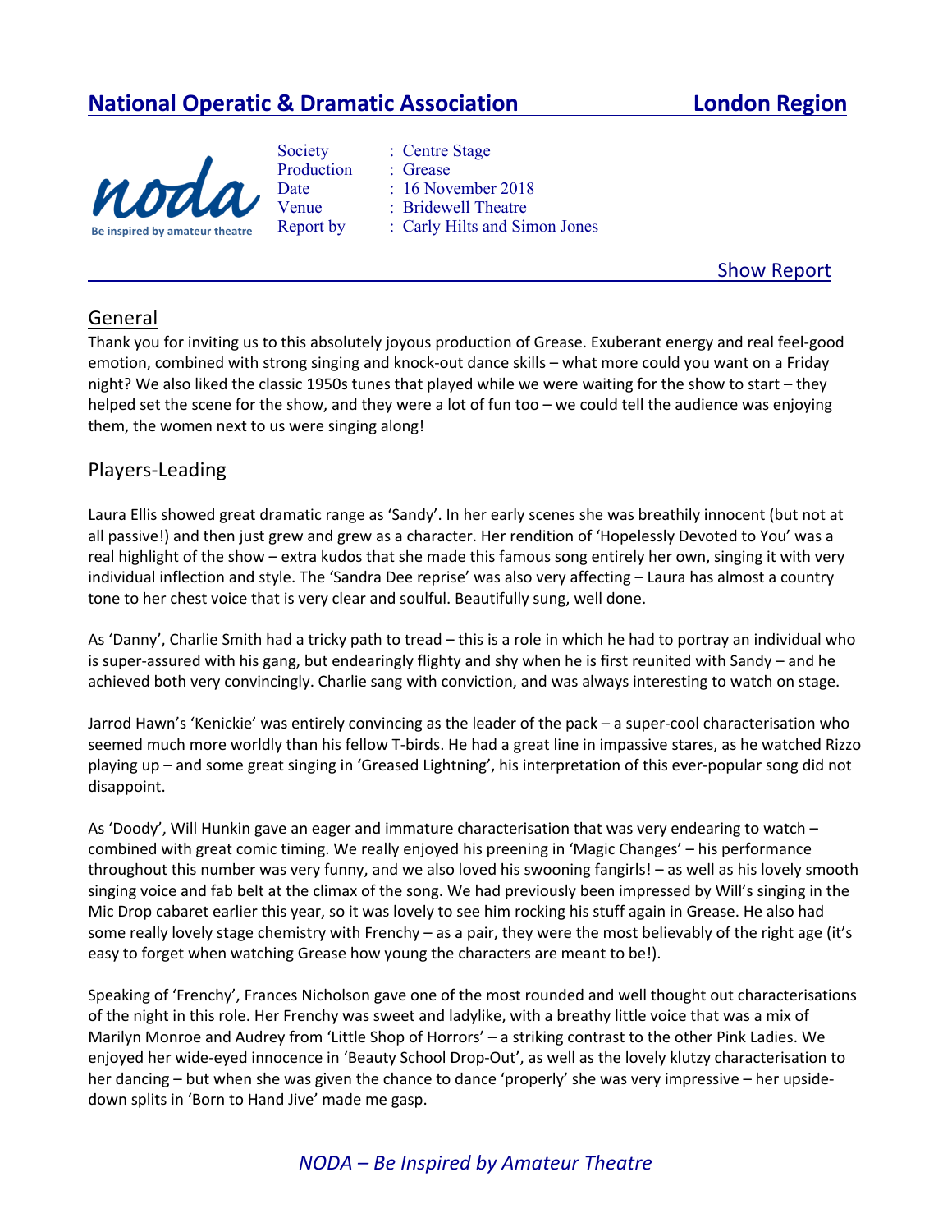# National Operatic & Dramatic Association — London Region

noda
Be inspired by amateur theatre

Society : Centre Stage
Production : Grease
Date : 16 November 2018
Venue : Bridewell Theatre
Report by : Carly Hilts and Simon Jones

Show Report

## General

Thank you for inviting us to this absolutely joyous production of Grease. Exuberant energy and real feel-good emotion, combined with strong singing and knock-out dance skills – what more could you want on a Friday night? We also liked the classic 1950s tunes that played while we were waiting for the show to start – they helped set the scene for the show, and they were a lot of fun too – we could tell the audience was enjoying them, the women next to us were singing along!

## Players-Leading

Laura Ellis showed great dramatic range as 'Sandy'. In her early scenes she was breathily innocent (but not at all passive!) and then just grew and grew as a character. Her rendition of 'Hopelessly Devoted to You' was a real highlight of the show – extra kudos that she made this famous song entirely her own, singing it with very individual inflection and style. The 'Sandra Dee reprise' was also very affecting – Laura has almost a country tone to her chest voice that is very clear and soulful. Beautifully sung, well done.

As 'Danny', Charlie Smith had a tricky path to tread – this is a role in which he had to portray an individual who is super-assured with his gang, but endearingly flighty and shy when he is first reunited with Sandy – and he achieved both very convincingly. Charlie sang with conviction, and was always interesting to watch on stage.

Jarrod Hawn's 'Kenickie' was entirely convincing as the leader of the pack – a super-cool characterisation who seemed much more worldly than his fellow T-birds. He had a great line in impassive stares, as he watched Rizzo playing up – and some great singing in 'Greased Lightning', his interpretation of this ever-popular song did not disappoint.

As 'Doody', Will Hunkin gave an eager and immature characterisation that was very endearing to watch – combined with great comic timing. We really enjoyed his preening in 'Magic Changes' – his performance throughout this number was very funny, and we also loved his swooning fangirls! – as well as his lovely smooth singing voice and fab belt at the climax of the song. We had previously been impressed by Will's singing in the Mic Drop cabaret earlier this year, so it was lovely to see him rocking his stuff again in Grease. He also had some really lovely stage chemistry with Frenchy – as a pair, they were the most believably of the right age (it's easy to forget when watching Grease how young the characters are meant to be!).

Speaking of 'Frenchy', Frances Nicholson gave one of the most rounded and well thought out characterisations of the night in this role. Her Frenchy was sweet and ladylike, with a breathy little voice that was a mix of Marilyn Monroe and Audrey from 'Little Shop of Horrors' – a striking contrast to the other Pink Ladies. We enjoyed her wide-eyed innocence in 'Beauty School Drop-Out', as well as the lovely klutzy characterisation to her dancing – but when she was given the chance to dance 'properly' she was very impressive – her upside-down splits in 'Born to Hand Jive' made me gasp.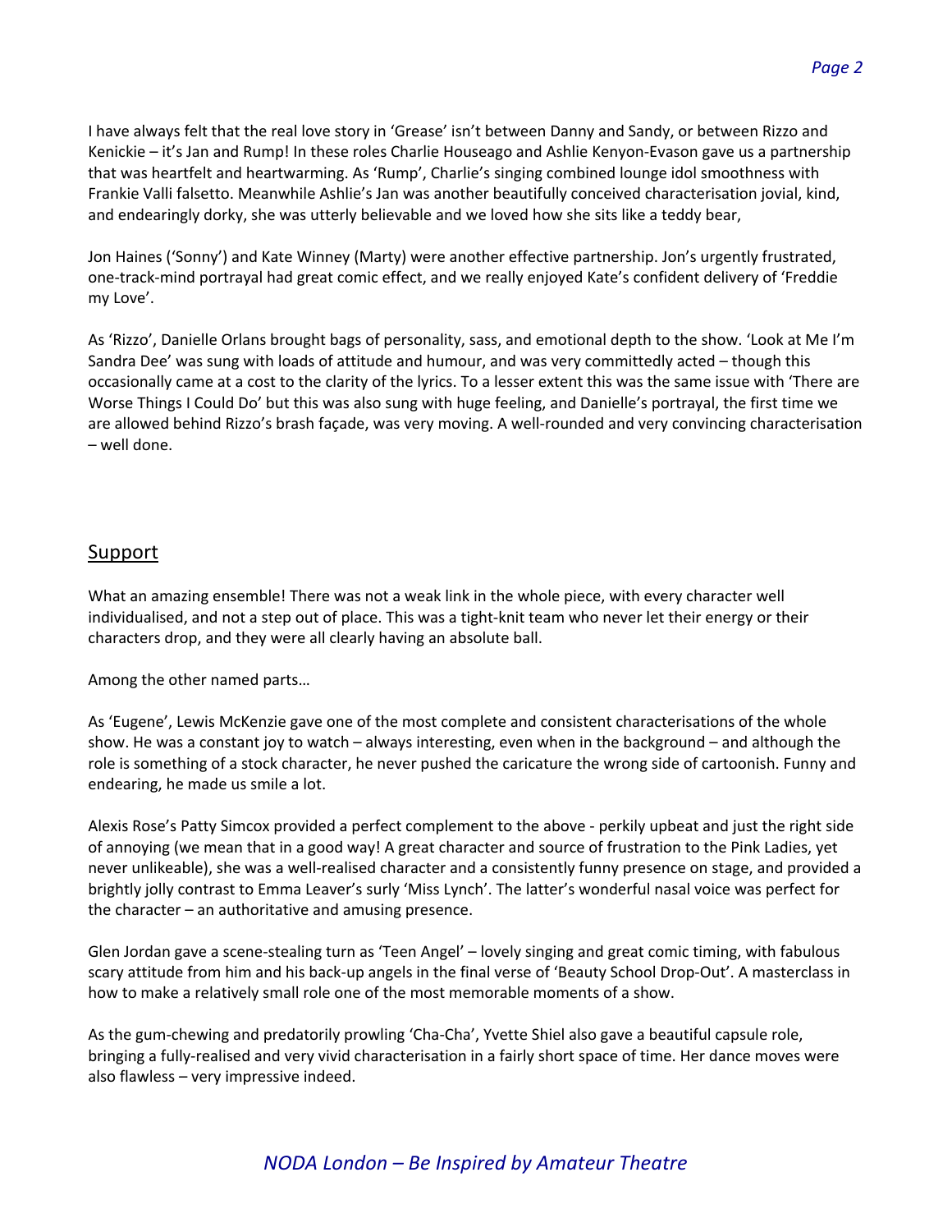I have always felt that the real love story in 'Grease' isn't between Danny and Sandy, or between Rizzo and Kenickie – it's Jan and Rump! In these roles Charlie Houseago and Ashlie Kenyon-Evason gave us a partnership that was heartfelt and heartwarming. As 'Rump', Charlie's singing combined lounge idol smoothness with Frankie Valli falsetto. Meanwhile Ashlie's Jan was another beautifully conceived characterisation jovial, kind, and endearingly dorky, she was utterly believable and we loved how she sits like a teddy bear,

Jon Haines ('Sonny') and Kate Winney (Marty) were another effective partnership. Jon's urgently frustrated, one-track-mind portrayal had great comic effect, and we really enjoyed Kate's confident delivery of 'Freddie my Love'.

As 'Rizzo', Danielle Orlans brought bags of personality, sass, and emotional depth to the show. 'Look at Me I'm Sandra Dee' was sung with loads of attitude and humour, and was very committedly acted – though this occasionally came at a cost to the clarity of the lyrics. To a lesser extent this was the same issue with 'There are Worse Things I Could Do' but this was also sung with huge feeling, and Danielle's portrayal, the first time we are allowed behind Rizzo's brash façade, was very moving. A well-rounded and very convincing characterisation – well done.

## Support

What an amazing ensemble! There was not a weak link in the whole piece, with every character well individualised, and not a step out of place. This was a tight-knit team who never let their energy or their characters drop, and they were all clearly having an absolute ball.

Among the other named parts…

As 'Eugene', Lewis McKenzie gave one of the most complete and consistent characterisations of the whole show. He was a constant joy to watch – always interesting, even when in the background – and although the role is something of a stock character, he never pushed the caricature the wrong side of cartoonish. Funny and endearing, he made us smile a lot.

Alexis Rose's Patty Simcox provided a perfect complement to the above - perkily upbeat and just the right side of annoying (we mean that in a good way! A great character and source of frustration to the Pink Ladies, yet never unlikeable), she was a well-realised character and a consistently funny presence on stage, and provided a brightly jolly contrast to Emma Leaver's surly 'Miss Lynch'. The latter's wonderful nasal voice was perfect for the character – an authoritative and amusing presence.

Glen Jordan gave a scene-stealing turn as 'Teen Angel' – lovely singing and great comic timing, with fabulous scary attitude from him and his back-up angels in the final verse of 'Beauty School Drop-Out'. A masterclass in how to make a relatively small role one of the most memorable moments of a show.

As the gum-chewing and predatorily prowling 'Cha-Cha', Yvette Shiel also gave a beautiful capsule role, bringing a fully-realised and very vivid characterisation in a fairly short space of time. Her dance moves were also flawless – very impressive indeed.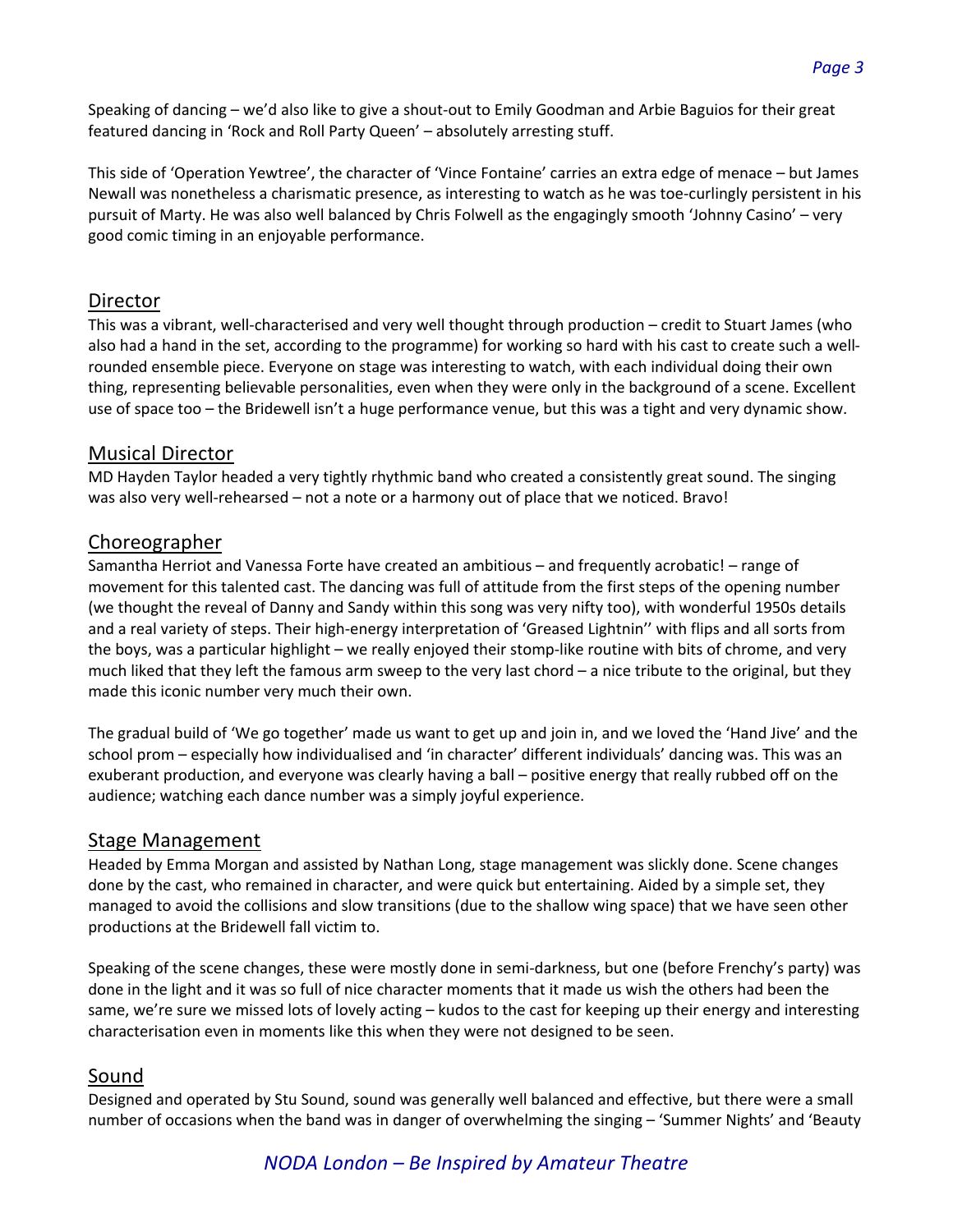Speaking of dancing – we'd also like to give a shout-out to Emily Goodman and Arbie Baguios for their great featured dancing in 'Rock and Roll Party Queen' – absolutely arresting stuff.

This side of 'Operation Yewtree', the character of 'Vince Fontaine' carries an extra edge of menace – but James Newall was nonetheless a charismatic presence, as interesting to watch as he was toe-curlingly persistent in his pursuit of Marty. He was also well balanced by Chris Folwell as the engagingly smooth 'Johnny Casino' – very good comic timing in an enjoyable performance.

## Director

This was a vibrant, well-characterised and very well thought through production – credit to Stuart James (who also had a hand in the set, according to the programme) for working so hard with his cast to create such a well-rounded ensemble piece. Everyone on stage was interesting to watch, with each individual doing their own thing, representing believable personalities, even when they were only in the background of a scene. Excellent use of space too – the Bridewell isn't a huge performance venue, but this was a tight and very dynamic show.

## Musical Director

MD Hayden Taylor headed a very tightly rhythmic band who created a consistently great sound. The singing was also very well-rehearsed – not a note or a harmony out of place that we noticed. Bravo!

## Choreographer

Samantha Herriot and Vanessa Forte have created an ambitious – and frequently acrobatic! – range of movement for this talented cast. The dancing was full of attitude from the first steps of the opening number (we thought the reveal of Danny and Sandy within this song was very nifty too), with wonderful 1950s details and a real variety of steps. Their high-energy interpretation of 'Greased Lightnin'' with flips and all sorts from the boys, was a particular highlight – we really enjoyed their stomp-like routine with bits of chrome, and very much liked that they left the famous arm sweep to the very last chord – a nice tribute to the original, but they made this iconic number very much their own.

The gradual build of 'We go together' made us want to get up and join in, and we loved the 'Hand Jive' and the school prom – especially how individualised and 'in character' different individuals' dancing was. This was an exuberant production, and everyone was clearly having a ball – positive energy that really rubbed off on the audience; watching each dance number was a simply joyful experience.

## Stage Management

Headed by Emma Morgan and assisted by Nathan Long, stage management was slickly done. Scene changes done by the cast, who remained in character, and were quick but entertaining. Aided by a simple set, they managed to avoid the collisions and slow transitions (due to the shallow wing space) that we have seen other productions at the Bridewell fall victim to.

Speaking of the scene changes, these were mostly done in semi-darkness, but one (before Frenchy's party) was done in the light and it was so full of nice character moments that it made us wish the others had been the same, we're sure we missed lots of lovely acting – kudos to the cast for keeping up their energy and interesting characterisation even in moments like this when they were not designed to be seen.

## Sound

Designed and operated by Stu Sound, sound was generally well balanced and effective, but there were a small number of occasions when the band was in danger of overwhelming the singing – 'Summer Nights' and 'Beauty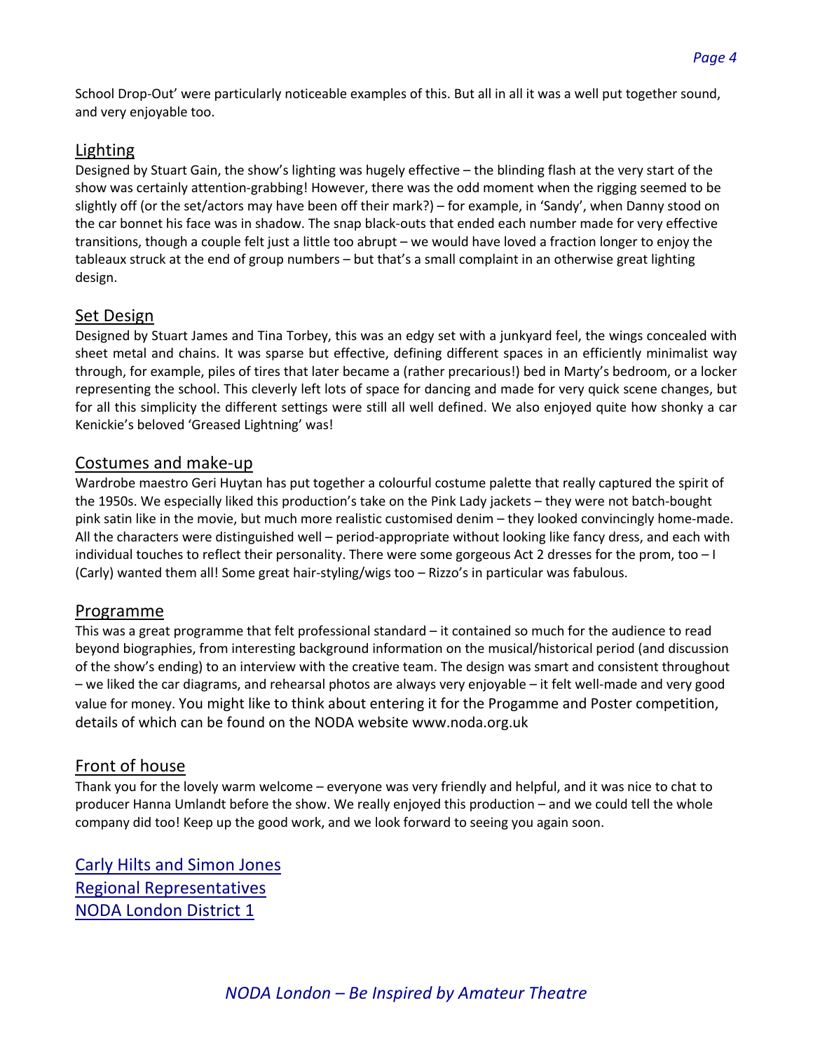School Drop-Out' were particularly noticeable examples of this. But all in all it was a well put together sound, and very enjoyable too.

## Lighting

Designed by Stuart Gain, the show's lighting was hugely effective – the blinding flash at the very start of the show was certainly attention-grabbing! However, there was the odd moment when the rigging seemed to be slightly off (or the set/actors may have been off their mark?) – for example, in 'Sandy', when Danny stood on the car bonnet his face was in shadow. The snap black-outs that ended each number made for very effective transitions, though a couple felt just a little too abrupt – we would have loved a fraction longer to enjoy the tableaux struck at the end of group numbers – but that's a small complaint in an otherwise great lighting design.

## Set Design

Designed by Stuart James and Tina Torbey, this was an edgy set with a junkyard feel, the wings concealed with sheet metal and chains. It was sparse but effective, defining different spaces in an efficiently minimalist way through, for example, piles of tires that later became a (rather precarious!) bed in Marty's bedroom, or a locker representing the school. This cleverly left lots of space for dancing and made for very quick scene changes, but for all this simplicity the different settings were still all well defined. We also enjoyed quite how shonky a car Kenickie's beloved 'Greased Lightning' was!

## Costumes and make-up

Wardrobe maestro Geri Huytan has put together a colourful costume palette that really captured the spirit of the 1950s. We especially liked this production's take on the Pink Lady jackets – they were not batch-bought pink satin like in the movie, but much more realistic customised denim – they looked convincingly home-made. All the characters were distinguished well – period-appropriate without looking like fancy dress, and each with individual touches to reflect their personality. There were some gorgeous Act 2 dresses for the prom, too – I (Carly) wanted them all! Some great hair-styling/wigs too – Rizzo's in particular was fabulous.

## Programme

This was a great programme that felt professional standard – it contained so much for the audience to read beyond biographies, from interesting background information on the musical/historical period (and discussion of the show's ending) to an interview with the creative team. The design was smart and consistent throughout – we liked the car diagrams, and rehearsal photos are always very enjoyable – it felt well-made and very good value for money. You might like to think about entering it for the Progamme and Poster competition, details of which can be found on the NODA website www.noda.org.uk

## Front of house

Thank you for the lovely warm welcome – everyone was very friendly and helpful, and it was nice to chat to producer Hanna Umlandt before the show. We really enjoyed this production – and we could tell the whole company did too! Keep up the good work, and we look forward to seeing you again soon.

Carly Hilts and Simon Jones
Regional Representatives
NODA London District 1